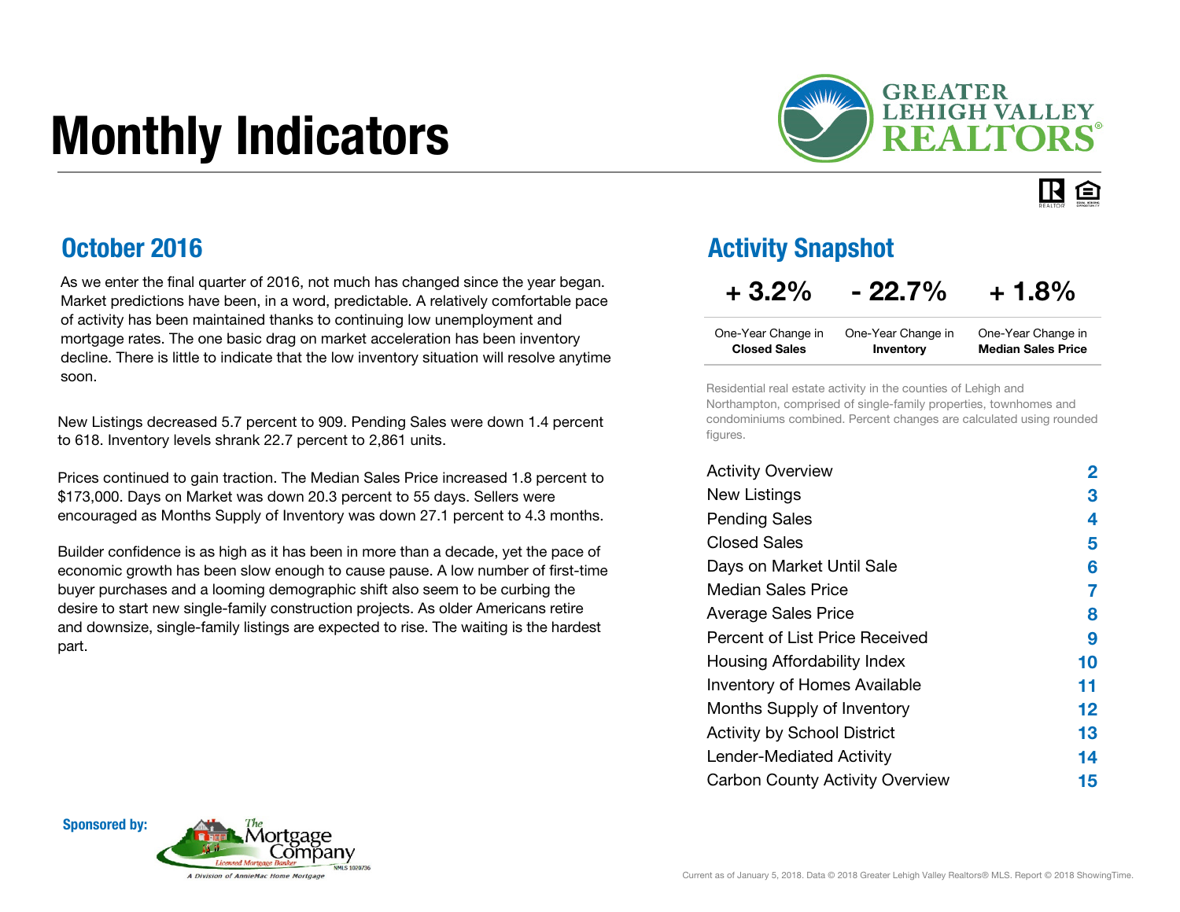# Monthly Indicators

GREATER LEHIGH VALLEY REALTORS®

## October 2016

As we enter the final quarter of 2016, not much has changed since the year began. Market predictions have been, in a word, predictable. A relatively comfortable pace of activity has been maintained thanks to continuing low unemployment and mortgage rates. The one basic drag on market acceleration has been inventory decline. There is little to indicate that the low inventory situation will resolve anytime soon.

New Listings decreased 5.7 percent to 909. Pending Sales were down 1.4 percent to 618. Inventory levels shrank 22.7 percent to 2,861 units.

Prices continued to gain traction. The Median Sales Price increased 1.8 percent to $173,000. Days on Market was down 20.3 percent to 55 days. Sellers were encouraged as Months Supply of Inventory was down 27.1 percent to 4.3 months.

Builder confidence is as high as it has been in more than a decade, yet the pace of economic growth has been slow enough to cause pause. A low number of first-time buyer purchases and a looming demographic shift also seem to be curbing the desire to start new single-family construction projects. As older Americans retire and downsize, single-family listings are expected to rise. The waiting is the hardest part.

## Activity Snapshot

| + 3.2% | - 22.7% | + 1.8% |
|---|---|---|
| One-Year Change in **Closed Sales** | One-Year Change in **Inventory** | One-Year Change in **Median Sales Price** |

Residential real estate activity in the counties of Lehigh and Northampton, comprised of single-family properties, townhomes and condominiums combined. Percent changes are calculated using rounded figures.

| | |
|---|---|
| Activity Overview | 2 |
| New Listings | 3 |
| Pending Sales | 4 |
| Closed Sales | 5 |
| Days on Market Until Sale | 6 |
| Median Sales Price | 7 |
| Average Sales Price | 8 |
| Percent of List Price Received | 9 |
| Housing Affordability Index | 10 |
| Inventory of Homes Available | 11 |
| Months Supply of Inventory | 12 |
| Activity by School District | 13 |
| Lender-Mediated Activity | 14 |
| Carbon County Activity Overview | 15 |

**Sponsored by:** The Mortgage Company — Licensed Mortgage Banker, NMLS 1020736 — A Division of AnnieMac Home Mortgage

Current as of January 5, 2018. Data © 2018 Greater Lehigh Valley Realtors® MLS. Report © 2018 ShowingTime.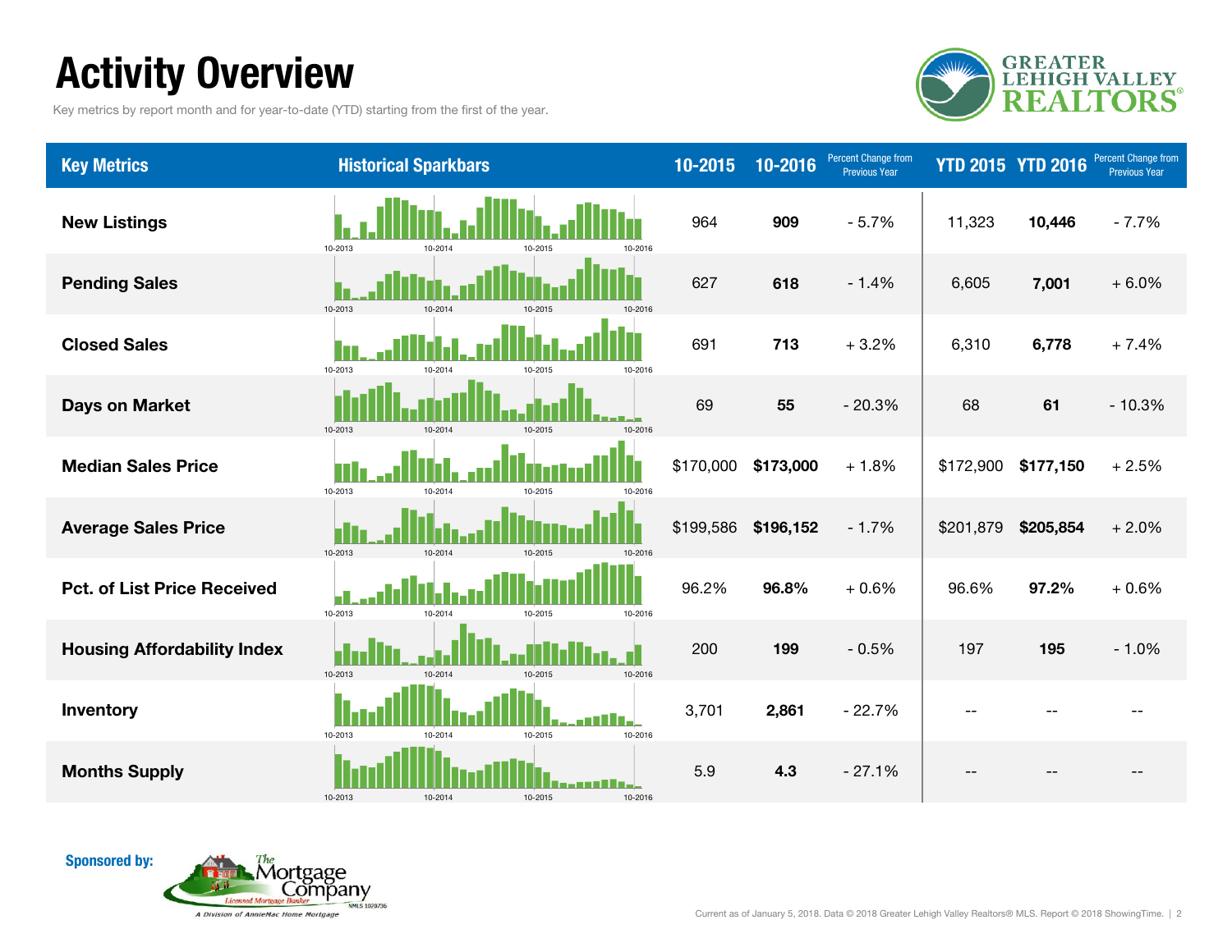# Activity Overview

Key metrics by report month and for year-to-date (YTD) starting from the first of the year.

| Key Metrics | Historical Sparkbars | 10-2015 | 10-2016 | Percent Change from Previous Year | YTD 2015 | YTD 2016 | Percent Change from Previous Year |
|---|---|---|---|---|---|---|---|
| **New Listings** | 10-2013 10-2014 10-2015 10-2016 | 964 | **909** | - 5.7% | 11,323 | **10,446** | - 7.7% |
| **Pending Sales** | 10-2013 10-2014 10-2015 10-2016 | 627 | **618** | - 1.4% | 6,605 | **7,001** | + 6.0% |
| **Closed Sales** | 10-2013 10-2014 10-2015 10-2016 | 691 | **713** | + 3.2% | 6,310 | **6,778** | + 7.4% |
| **Days on Market** | 10-2013 10-2014 10-2015 10-2016 | 69 | **55** | - 20.3% | 68 | **61** | - 10.3% |
| **Median Sales Price** | 10-2013 10-2014 10-2015 10-2016 | $170,000 | **$173,000** | + 1.8% | $172,900 | **$177,150** | + 2.5% |
| **Average Sales Price** | 10-2013 10-2014 10-2015 10-2016 | $199,586 | **$196,152** | - 1.7% | $201,879 | **$205,854** | + 2.0% |
| **Pct. of List Price Received** | 10-2013 10-2014 10-2015 10-2016 | 96.2% | **96.8%** | + 0.6% | 96.6% | **97.2%** | + 0.6% |
| **Housing Affordability Index** | 10-2013 10-2014 10-2015 10-2016 | 200 | **199** | - 0.5% | 197 | **195** | - 1.0% |
| **Inventory** | 10-2013 10-2014 10-2015 10-2016 | 3,701 | **2,861** | - 22.7% | -- | -- | -- |
| **Months Supply** | 10-2013 10-2014 10-2015 10-2016 | 5.9 | **4.3** | - 27.1% | -- | -- | -- |

**Sponsored by:**

Current as of January 5, 2018. Data © 2018 Greater Lehigh Valley Realtors® MLS. Report © 2018 ShowingTime.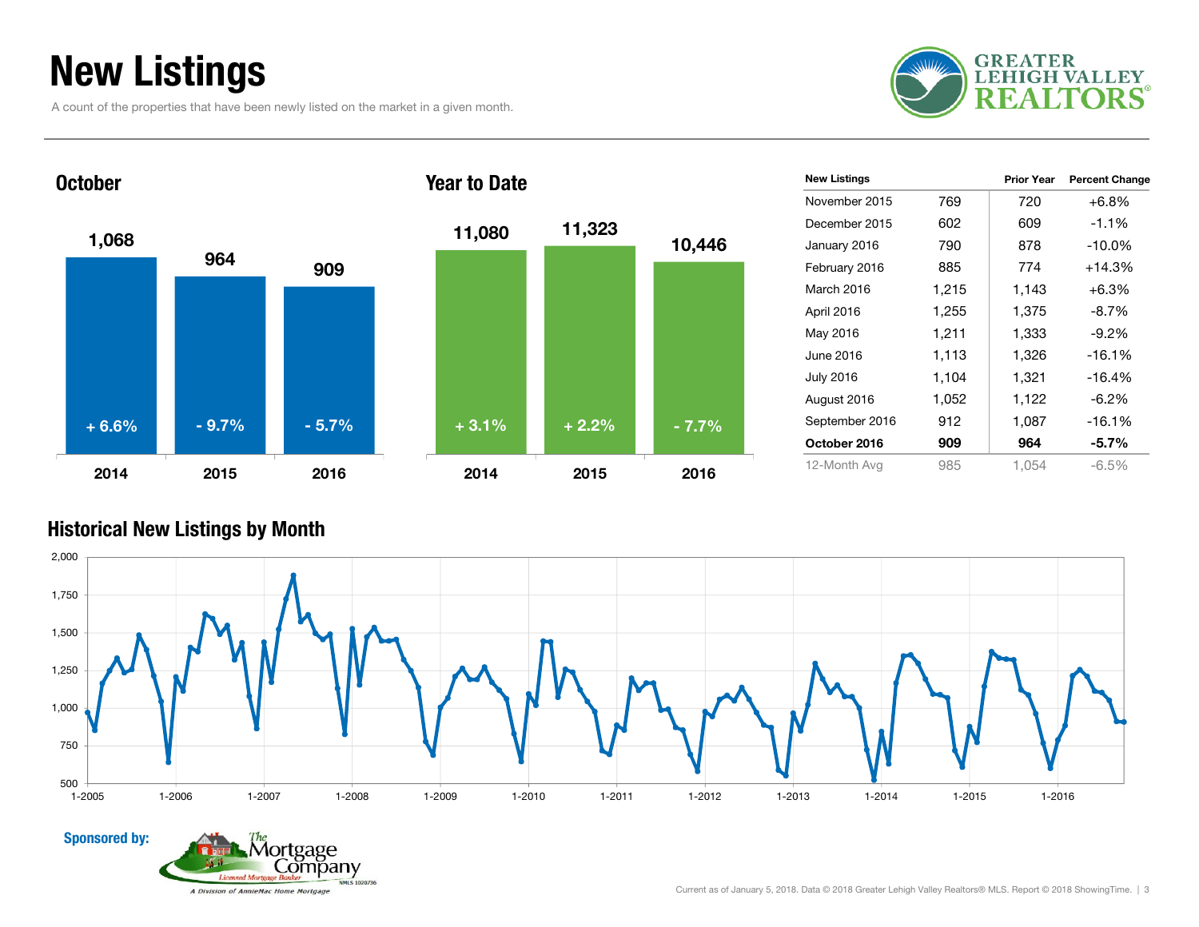# New Listings

A count of the properties that have been newly listed on the market in a given month.

## October

| Year | New Listings | Change |
|---|---|---|
| 2014 | 1,068 | + 6.6% |
| 2015 | 964 | - 9.7% |
| 2016 | 909 | - 5.7% |

## Year to Date

| Year | New Listings | Change |
|---|---|---|
| 2014 | 11,080 | + 3.1% |
| 2015 | 11,323 | + 2.2% |
| 2016 | 10,446 | - 7.7% |

| New Listings | | Prior Year | Percent Change |
|---|---|---|---|
| November 2015 | 769 | 720 | +6.8% |
| December 2015 | 602 | 609 | -1.1% |
| January 2016 | 790 | 878 | -10.0% |
| February 2016 | 885 | 774 | +14.3% |
| March 2016 | 1,215 | 1,143 | +6.3% |
| April 2016 | 1,255 | 1,375 | -8.7% |
| May 2016 | 1,211 | 1,333 | -9.2% |
| June 2016 | 1,113 | 1,326 | -16.1% |
| July 2016 | 1,104 | 1,321 | -16.4% |
| August 2016 | 1,052 | 1,122 | -6.2% |
| September 2016 | 912 | 1,087 | -16.1% |
| **October 2016** | **909** | **964** | **-5.7%** |
| 12-Month Avg | 985 | 1,054 | -6.5% |

## Historical New Listings by Month

**Sponsored by:** The Mortgage Company — Licensed Mortgage Banker — NMLS 1020736 — A Division of AnnieMac Home Mortgage

Current as of January 5, 2018. Data © 2018 Greater Lehigh Valley Realtors® MLS. Report © 2018 ShowingTime.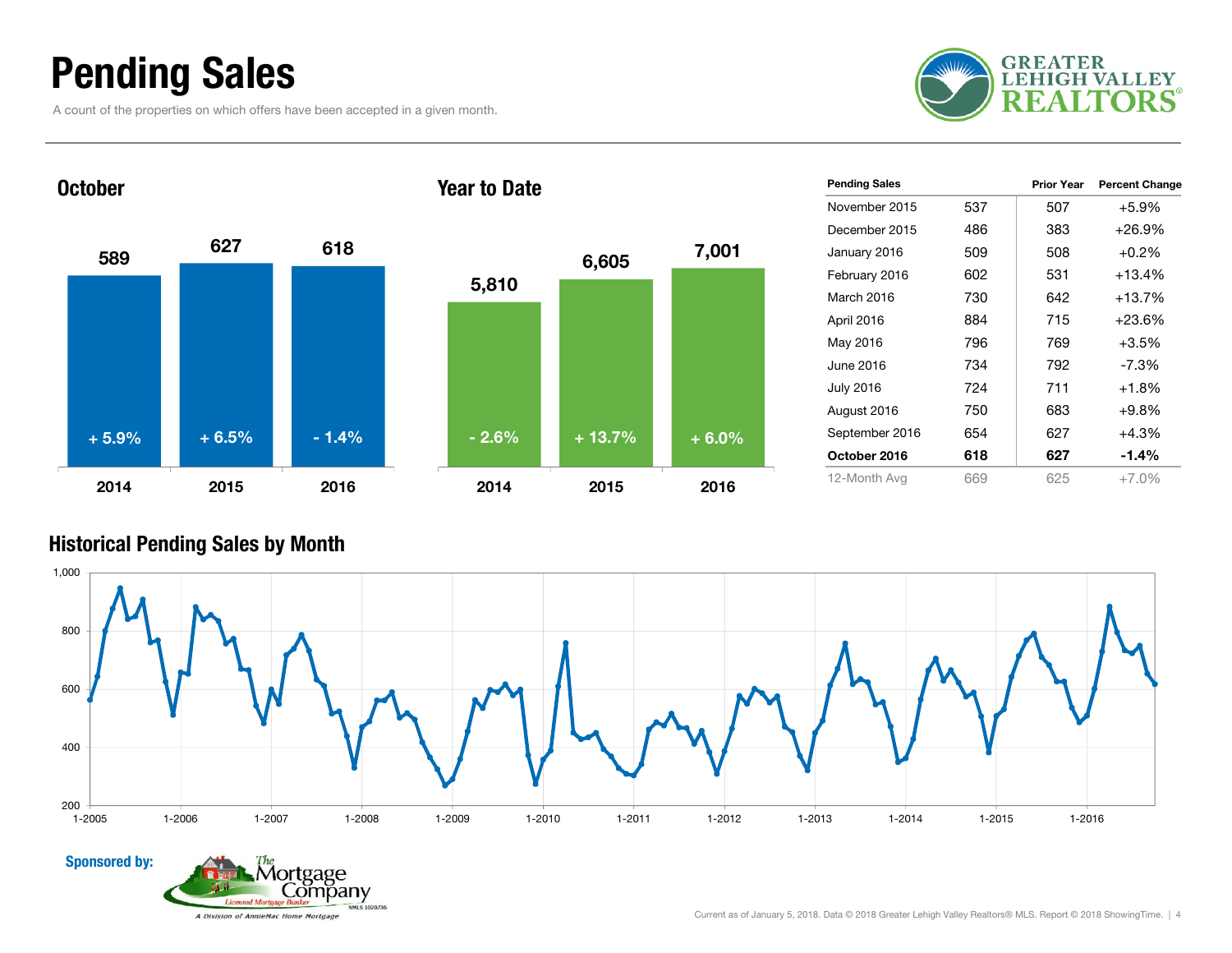# Pending Sales

A count of the properties on which offers have been accepted in a given month.

## October

| Year | Pending Sales | Change |
|---|---|---|
| 2014 | 589 | + 5.9% |
| 2015 | 627 | + 6.5% |
| 2016 | 618 | - 1.4% |

## Year to Date

| Year | Pending Sales | Change |
|---|---|---|
| 2014 | 5,810 | - 2.6% |
| 2015 | 6,605 | + 13.7% |
| 2016 | 7,001 | + 6.0% |

| Pending Sales | | Prior Year | Percent Change |
|---|---|---|---|
| November 2015 | 537 | 507 | +5.9% |
| December 2015 | 486 | 383 | +26.9% |
| January 2016 | 509 | 508 | +0.2% |
| February 2016 | 602 | 531 | +13.4% |
| March 2016 | 730 | 642 | +13.7% |
| April 2016 | 884 | 715 | +23.6% |
| May 2016 | 796 | 769 | +3.5% |
| June 2016 | 734 | 792 | -7.3% |
| July 2016 | 724 | 711 | +1.8% |
| August 2016 | 750 | 683 | +9.8% |
| September 2016 | 654 | 627 | +4.3% |
| **October 2016** | **618** | **627** | **-1.4%** |
| 12-Month Avg | 669 | 625 | +7.0% |

## Historical Pending Sales by Month

Sponsored by:

Current as of January 5, 2018. Data © 2018 Greater Lehigh Valley Realtors® MLS. Report © 2018 ShowingTime.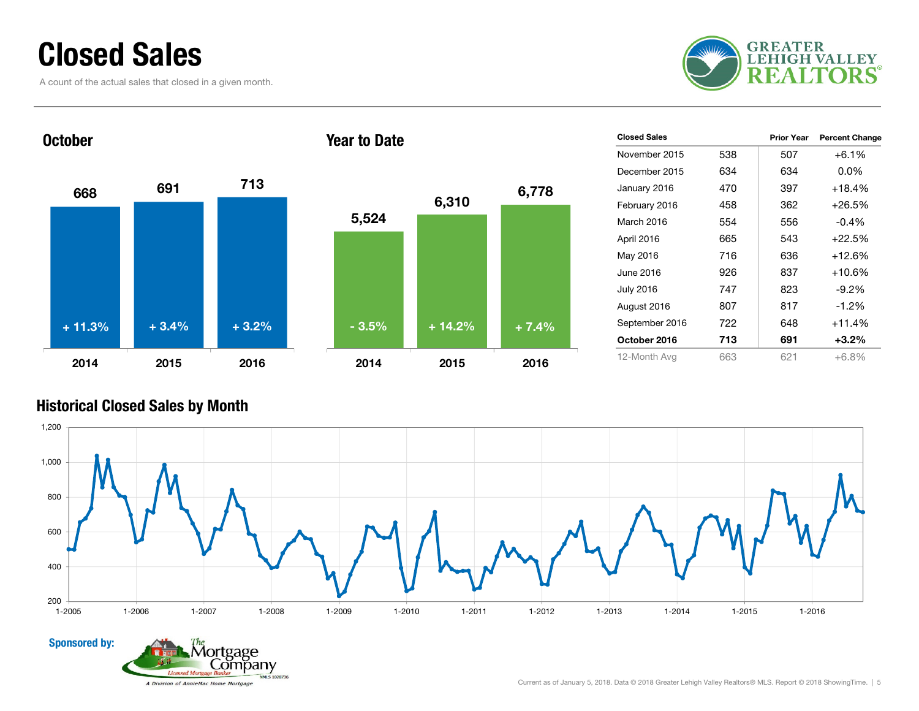# Closed Sales

A count of the actual sales that closed in a given month.

## October

| Year | Closed Sales | Change |
| --- | --- | --- |
| 2014 | 668 | + 11.3% |
| 2015 | 691 | + 3.4% |
| 2016 | 713 | + 3.2% |

## Year to Date

| Year | Closed Sales | Change |
| --- | --- | --- |
| 2014 | 5,524 | - 3.5% |
| 2015 | 6,310 | + 14.2% |
| 2016 | 6,778 | + 7.4% |

| Closed Sales | | Prior Year | Percent Change |
| --- | --- | --- | --- |
| November 2015 | 538 | 507 | +6.1% |
| December 2015 | 634 | 634 | 0.0% |
| January 2016 | 470 | 397 | +18.4% |
| February 2016 | 458 | 362 | +26.5% |
| March 2016 | 554 | 556 | -0.4% |
| April 2016 | 665 | 543 | +22.5% |
| May 2016 | 716 | 636 | +12.6% |
| June 2016 | 926 | 837 | +10.6% |
| July 2016 | 747 | 823 | -9.2% |
| August 2016 | 807 | 817 | -1.2% |
| September 2016 | 722 | 648 | +11.4% |
| **October 2016** | **713** | **691** | **+3.2%** |
| 12-Month Avg | 663 | 621 | +6.8% |

## Historical Closed Sales by Month

Sponsored by:

Current as of January 5, 2018. Data © 2018 Greater Lehigh Valley Realtors® MLS. Report © 2018 ShowingTime.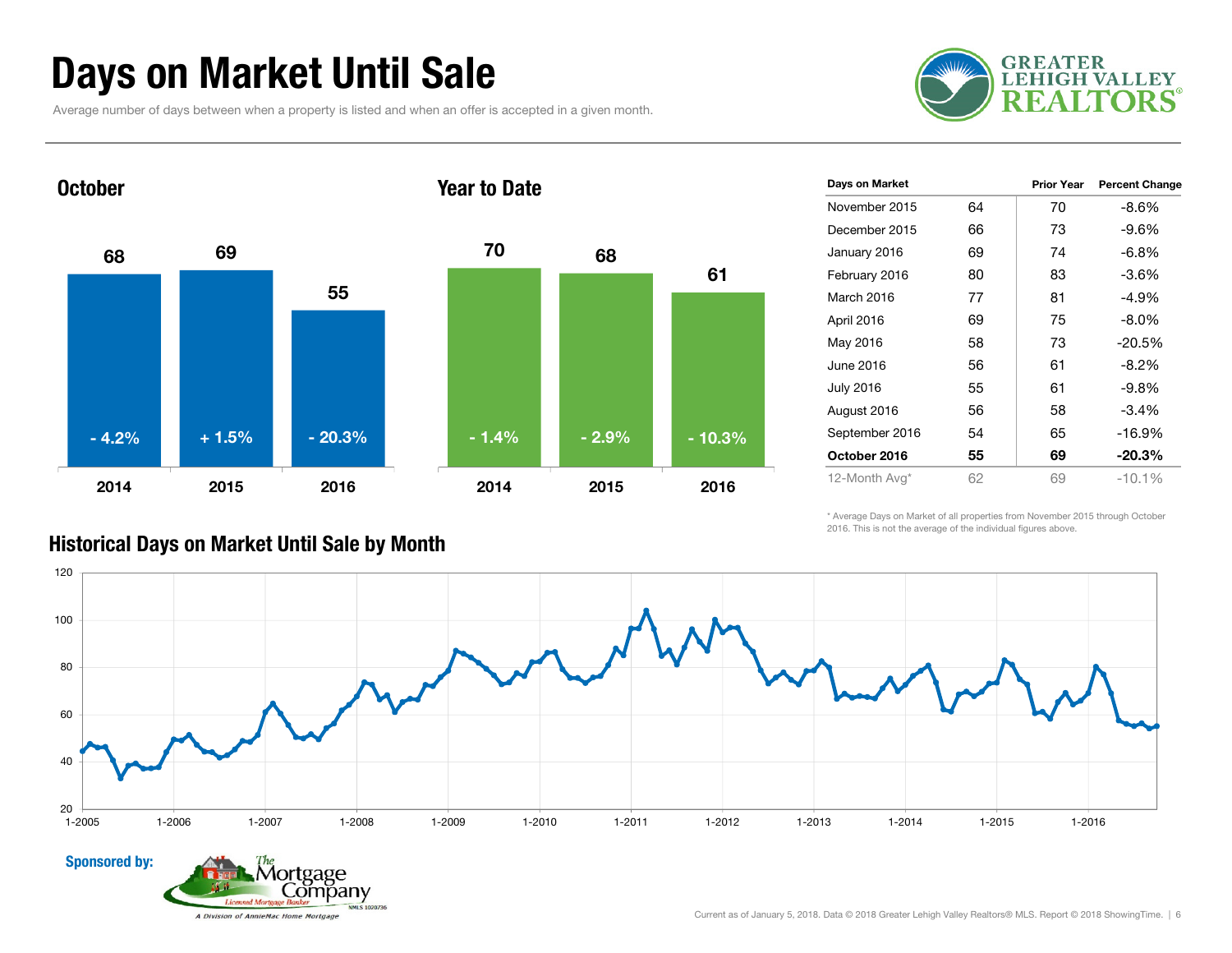# Days on Market Until Sale

Average number of days between when a property is listed and when an offer is accepted in a given month.

GREATER LEHIGH VALLEY REALTORS®

## October

| | 2014 | 2015 | 2016 |
|---|---|---|---|
| Days | 68 | 69 | 55 |
| Change | - 4.2% | + 1.5% | - 20.3% |

## Year to Date

| | 2014 | 2015 | 2016 |
|---|---|---|---|
| Days | 70 | 68 | 61 |
| Change | - 1.4% | - 2.9% | - 10.3% |

| Days on Market | | Prior Year | Percent Change |
|---|---|---|---|
| November 2015 | 64 | 70 | -8.6% |
| December 2015 | 66 | 73 | -9.6% |
| January 2016 | 69 | 74 | -6.8% |
| February 2016 | 80 | 83 | -3.6% |
| March 2016 | 77 | 81 | -4.9% |
| April 2016 | 69 | 75 | -8.0% |
| May 2016 | 58 | 73 | -20.5% |
| June 2016 | 56 | 61 | -8.2% |
| July 2016 | 55 | 61 | -9.8% |
| August 2016 | 56 | 58 | -3.4% |
| September 2016 | 54 | 65 | -16.9% |
| **October 2016** | **55** | **69** | **-20.3%** |
| 12-Month Avg* | 62 | 69 | -10.1% |

\* Average Days on Market of all properties from November 2015 through October 2016. This is not the average of the individual figures above.

## Historical Days on Market Until Sale by Month

Sponsored by: The Mortgage Company — Licensed Mortgage Banker — NMLS 1020736 — A Division of AnnieMac Home Mortgage

Current as of January 5, 2018. Data © 2018 Greater Lehigh Valley Realtors® MLS. Report © 2018 ShowingTime.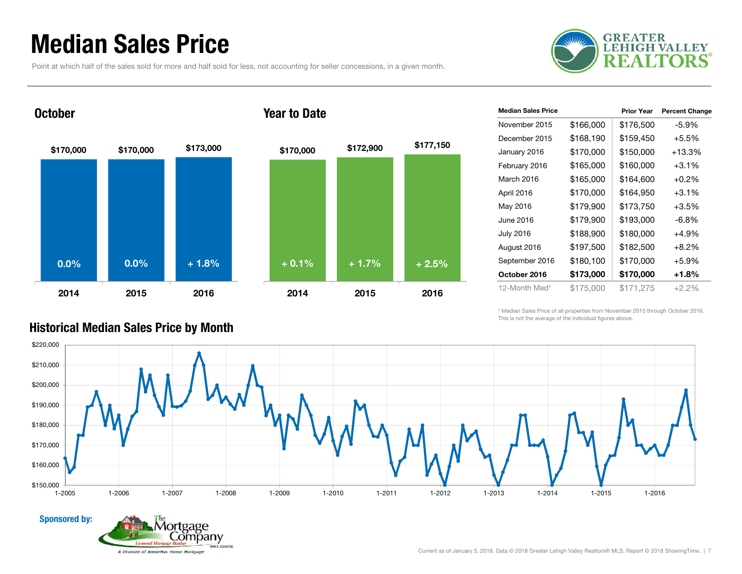# Median Sales Price

Point at which half of the sales sold for more and half sold for less, not accounting for seller concessions, in a given month.

## October

| | 2014 | 2015 | 2016 |
|---|---|---|---|
| Median Sales Price | $170,000 | $170,000 | $173,000 |
| Change | 0.0% | 0.0% | + 1.8% |

## Year to Date

| | 2014 | 2015 | 2016 |
|---|---|---|---|
| Median Sales Price | $170,000 | $172,900 | $177,150 |
| Change | + 0.1% | + 1.7% | + 2.5% |

| Median Sales Price | | Prior Year | Percent Change |
|---|---|---|---|
| November 2015 | $166,000 | $176,500 | -5.9% |
| December 2015 | $168,190 | $159,450 | +5.5% |
| January 2016 | $170,000 | $150,000 | +13.3% |
| February 2016 | $165,000 | $160,000 | +3.1% |
| March 2016 | $165,000 | $164,600 | +0.2% |
| April 2016 | $170,000 | $164,950 | +3.1% |
| May 2016 | $179,900 | $173,750 | +3.5% |
| June 2016 | $179,900 | $193,000 | -6.8% |
| July 2016 | $188,900 | $180,000 | +4.9% |
| August 2016 | $197,500 | $182,500 | +8.2% |
| September 2016 | $180,100 | $170,000 | +5.9% |
| **October 2016** | **$173,000** | **$170,000** | **+1.8%** |
| 12-Month Med* | $175,000 | $171,275 | +2.2% |

\* Median Sales Price of all properties from November 2015 through October 2016. This is not the average of the individual figures above.

## Historical Median Sales Price by Month

**Sponsored by:**

Current as of January 5, 2018. Data © 2018 Greater Lehigh Valley Realtors® MLS. Report © 2018 ShowingTime.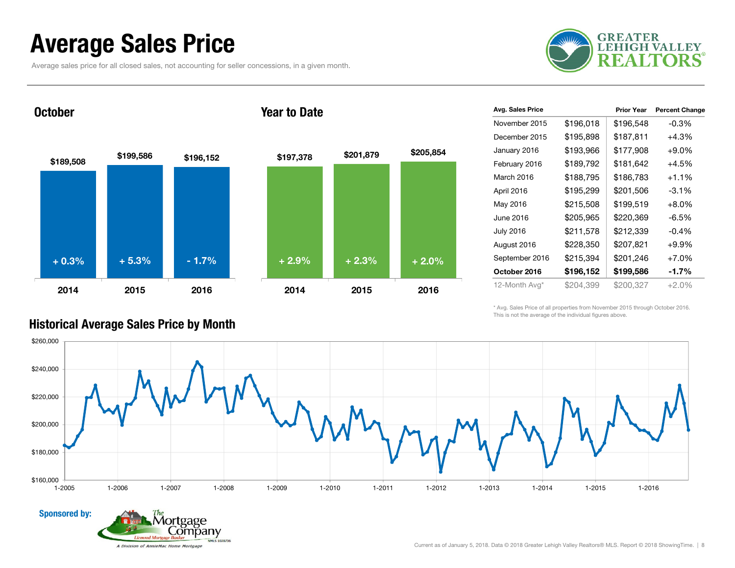# Average Sales Price

Average sales price for all closed sales, not accounting for seller concessions, in a given month.

## October

| Year | Avg. Sales Price | Change |
|---|---|---|
| 2014 | $189,508 | + 0.3% |
| 2015 | $199,586 | + 5.3% |
| 2016 | $196,152 | - 1.7% |

## Year to Date

| Year | Avg. Sales Price | Change |
|---|---|---|
| 2014 | $197,378 | + 2.9% |
| 2015 | $201,879 | + 2.3% |
| 2016 | $205,854 | + 2.0% |

| Avg. Sales Price | | Prior Year | Percent Change |
|---|---|---|---|
| November 2015 | $196,018 | $196,548 | -0.3% |
| December 2015 | $195,898 | $187,811 | +4.3% |
| January 2016 | $193,966 | $177,908 | +9.0% |
| February 2016 | $189,792 | $181,642 | +4.5% |
| March 2016 | $188,795 | $186,783 | +1.1% |
| April 2016 | $195,299 | $201,506 | -3.1% |
| May 2016 | $215,508 | $199,519 | +8.0% |
| June 2016 | $205,965 | $220,369 | -6.5% |
| July 2016 | $211,578 | $212,339 | -0.4% |
| August 2016 | $228,350 | $207,821 | +9.9% |
| September 2016 | $215,394 | $201,246 | +7.0% |
| **October 2016** | **$196,152** | **$199,586** | **-1.7%** |
| 12-Month Avg* | $204,399 | $200,327 | +2.0% |

\* Avg. Sales Price of all properties from November 2015 through October 2016. This is not the average of the individual figures above.

## Historical Average Sales Price by Month

Sponsored by:

Current as of January 5, 2018. Data © 2018 Greater Lehigh Valley Realtors® MLS. Report © 2018 ShowingTime.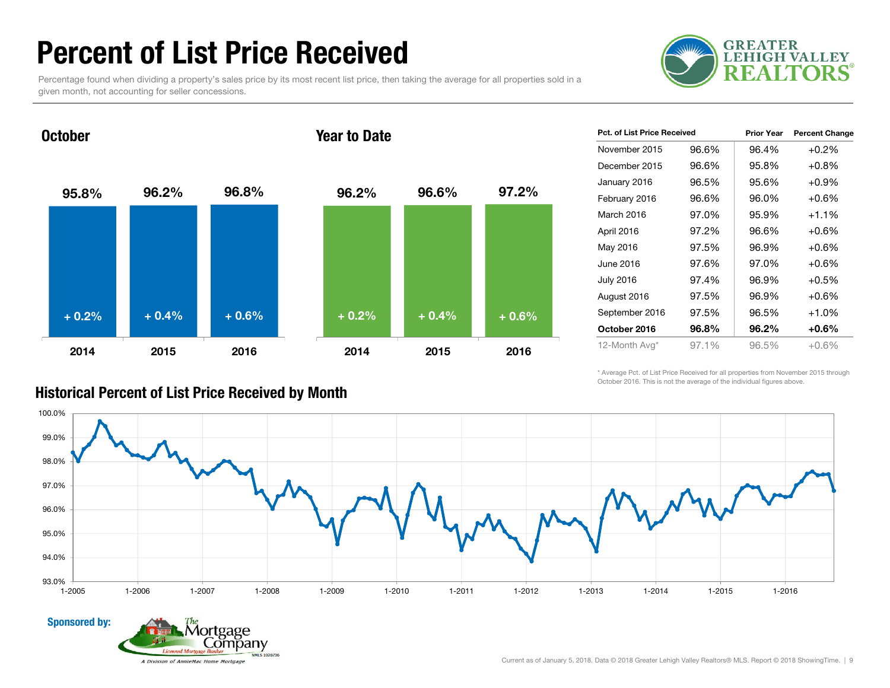# Percent of List Price Received

Percentage found when dividing a property's sales price by its most recent list price, then taking the average for all properties sold in a given month, not accounting for seller concessions.

GREATER LEHIGH VALLEY REALTORS®

## October

| Year | Pct. of List Price Received | Change |
|---|---|---|
| 2014 | 95.8% | + 0.2% |
| 2015 | 96.2% | + 0.4% |
| 2016 | 96.8% | + 0.6% |

## Year to Date

| Year | Pct. of List Price Received | Change |
|---|---|---|
| 2014 | 96.2% | + 0.2% |
| 2015 | 96.6% | + 0.4% |
| 2016 | 97.2% | + 0.6% |

| Pct. of List Price Received | | Prior Year | Percent Change |
|---|---|---|---|
| November 2015 | 96.6% | 96.4% | +0.2% |
| December 2015 | 96.6% | 95.8% | +0.8% |
| January 2016 | 96.5% | 95.6% | +0.9% |
| February 2016 | 96.6% | 96.0% | +0.6% |
| March 2016 | 97.0% | 95.9% | +1.1% |
| April 2016 | 97.2% | 96.6% | +0.6% |
| May 2016 | 97.5% | 96.9% | +0.6% |
| June 2016 | 97.6% | 97.0% | +0.6% |
| July 2016 | 97.4% | 96.9% | +0.5% |
| August 2016 | 97.5% | 96.9% | +0.6% |
| September 2016 | 97.5% | 96.5% | +1.0% |
| **October 2016** | **96.8%** | **96.2%** | **+0.6%** |
| 12-Month Avg* | 97.1% | 96.5% | +0.6% |

\* Average Pct. of List Price Received for all properties from November 2015 through October 2016. This is not the average of the individual figures above.

## Historical Percent of List Price Received by Month

Sponsored by: The Mortgage Company — Licensed Mortgage Banker — NMLS 1020736 — A Division of AnnieMac Home Mortgage

Current as of January 5, 2018. Data © 2018 Greater Lehigh Valley Realtors® MLS. Report © 2018 ShowingTime.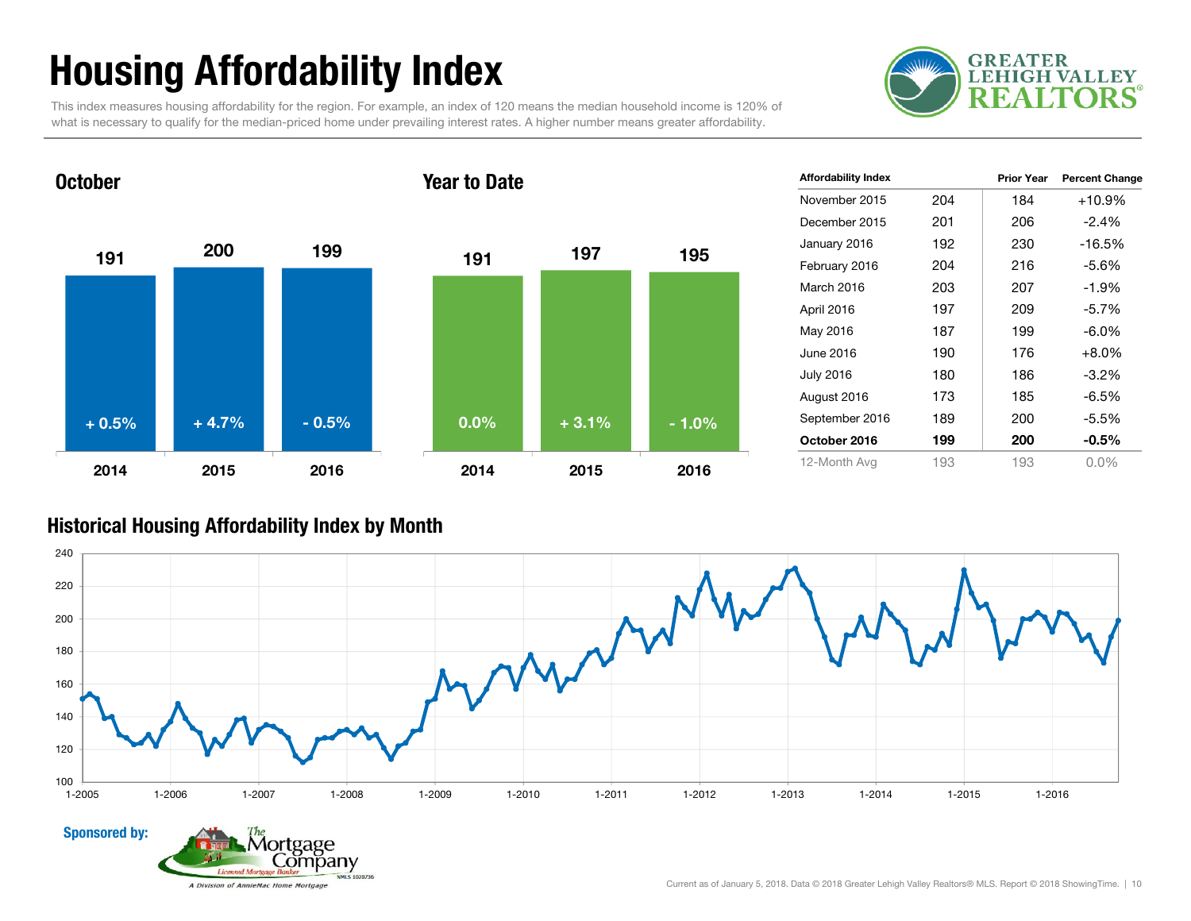# Housing Affordability Index

This index measures housing affordability for the region. For example, an index of 120 means the median household income is 120% of what is necessary to qualify for the median-priced home under prevailing interest rates. A higher number means greater affordability.

GREATER LEHIGH VALLEY REALTORS®

## October

| | 2014 | 2015 | 2016 |
|---|---|---|---|
| Index | 191 | 200 | 199 |
| Change | + 0.5% | + 4.7% | - 0.5% |

## Year to Date

| | 2014 | 2015 | 2016 |
|---|---|---|---|
| Index | 191 | 197 | 195 |
| Change | 0.0% | + 3.1% | - 1.0% |

| Affordability Index | | Prior Year | Percent Change |
|---|---|---|---|
| November 2015 | 204 | 184 | +10.9% |
| December 2015 | 201 | 206 | -2.4% |
| January 2016 | 192 | 230 | -16.5% |
| February 2016 | 204 | 216 | -5.6% |
| March 2016 | 203 | 207 | -1.9% |
| April 2016 | 197 | 209 | -5.7% |
| May 2016 | 187 | 199 | -6.0% |
| June 2016 | 190 | 176 | +8.0% |
| July 2016 | 180 | 186 | -3.2% |
| August 2016 | 173 | 185 | -6.5% |
| September 2016 | 189 | 200 | -5.5% |
| **October 2016** | **199** | **200** | **-0.5%** |
| 12-Month Avg | 193 | 193 | 0.0% |

## Historical Housing Affordability Index by Month

Sponsored by: The Mortgage Company, Licensed Mortgage Banker, NMLS 1020736, A Division of AnnieMac Home Mortgage

Current as of January 5, 2018. Data © 2018 Greater Lehigh Valley Realtors® MLS. Report © 2018 ShowingTime.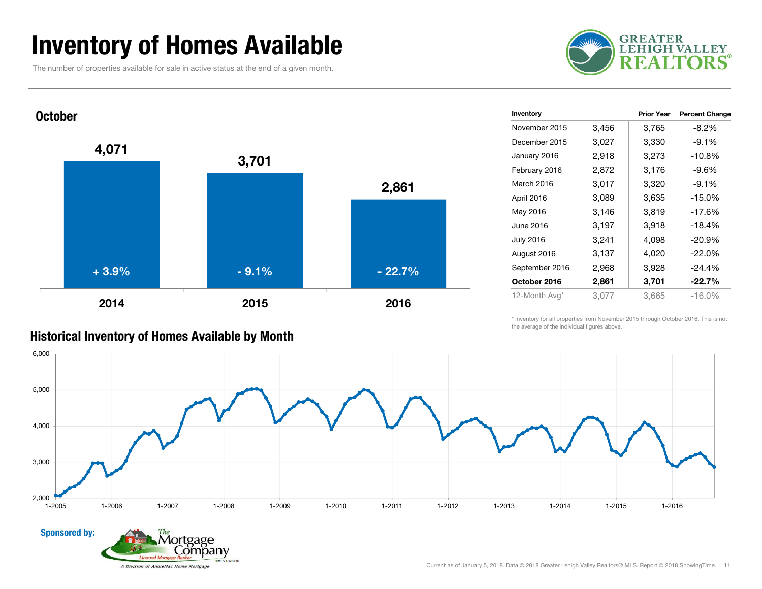# Inventory of Homes Available

The number of properties available for sale in active status at the end of a given month.

## October

| Year | Inventory | Change |
|---|---|---|
| 2014 | 4,071 | + 3.9% |
| 2015 | 3,701 | - 9.1% |
| 2016 | 2,861 | - 22.7% |

| Inventory | | Prior Year | Percent Change |
|---|---|---|---|
| November 2015 | 3,456 | 3,765 | -8.2% |
| December 2015 | 3,027 | 3,330 | -9.1% |
| January 2016 | 2,918 | 3,273 | -10.8% |
| February 2016 | 2,872 | 3,176 | -9.6% |
| March 2016 | 3,017 | 3,320 | -9.1% |
| April 2016 | 3,089 | 3,635 | -15.0% |
| May 2016 | 3,146 | 3,819 | -17.6% |
| June 2016 | 3,197 | 3,918 | -18.4% |
| July 2016 | 3,241 | 4,098 | -20.9% |
| August 2016 | 3,137 | 4,020 | -22.0% |
| September 2016 | 2,968 | 3,928 | -24.4% |
| **October 2016** | **2,861** | **3,701** | **-22.7%** |
| 12-Month Avg* | 3,077 | 3,665 | -16.0% |

\* Inventory for all properties from November 2015 through October 2016. This is not the average of the individual figures above.

## Historical Inventory of Homes Available by Month

Sponsored by: The Mortgage Company — Licensed Mortgage Banker — NMLS 1020736 — A Division of AnnieMac Home Mortgage

Current as of January 5, 2018. Data © 2018 Greater Lehigh Valley Realtors® MLS. Report © 2018 ShowingTime.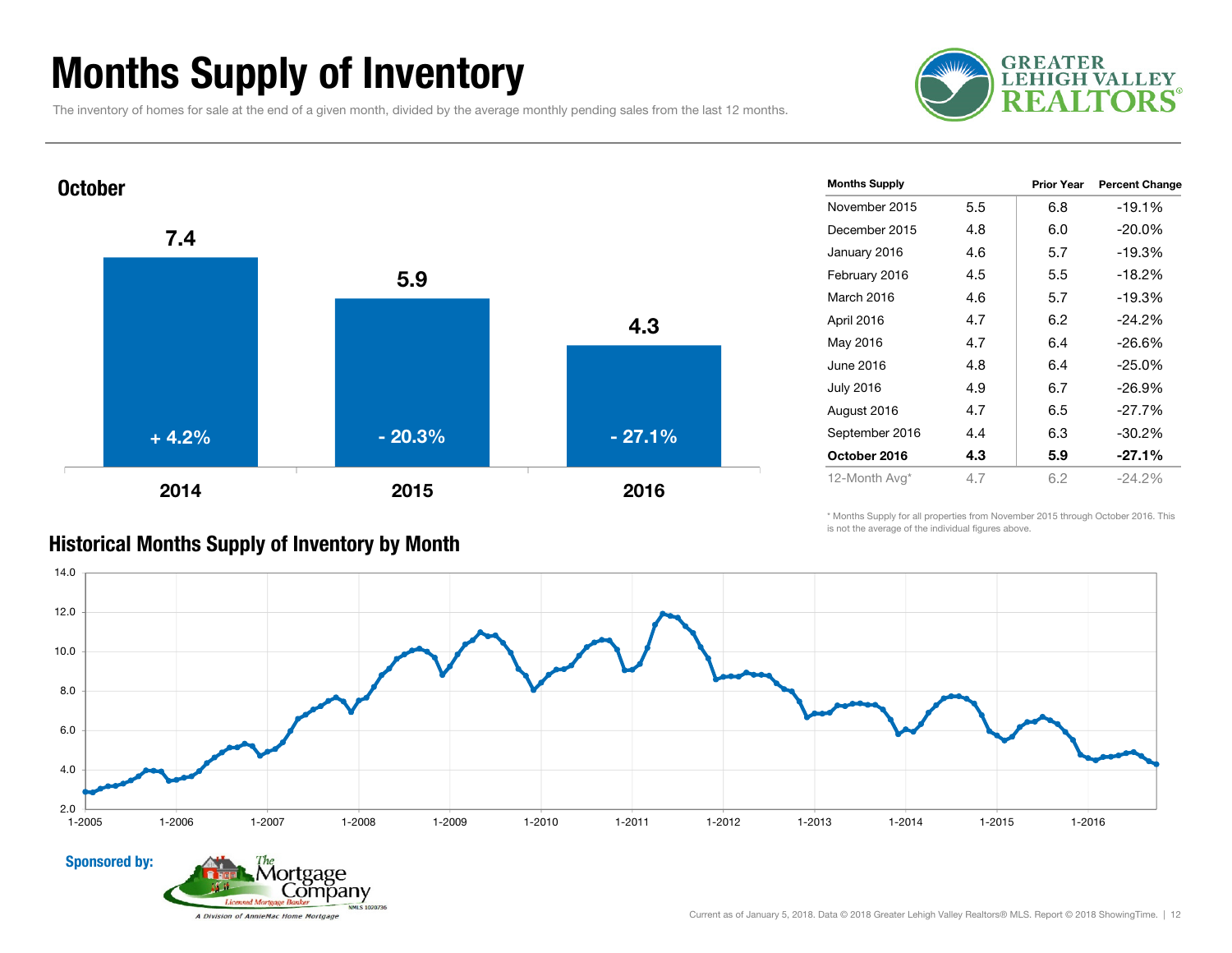# Months Supply of Inventory

The inventory of homes for sale at the end of a given month, divided by the average monthly pending sales from the last 12 months.

## October

| Year | Months Supply | Change |
|---|---|---|
| 2014 | 7.4 | + 4.2% |
| 2015 | 5.9 | - 20.3% |
| 2016 | 4.3 | - 27.1% |

| Months Supply | | Prior Year | Percent Change |
|---|---|---|---|
| November 2015 | 5.5 | 6.8 | -19.1% |
| December 2015 | 4.8 | 6.0 | -20.0% |
| January 2016 | 4.6 | 5.7 | -19.3% |
| February 2016 | 4.5 | 5.5 | -18.2% |
| March 2016 | 4.6 | 5.7 | -19.3% |
| April 2016 | 4.7 | 6.2 | -24.2% |
| May 2016 | 4.7 | 6.4 | -26.6% |
| June 2016 | 4.8 | 6.4 | -25.0% |
| July 2016 | 4.9 | 6.7 | -26.9% |
| August 2016 | 4.7 | 6.5 | -27.7% |
| September 2016 | 4.4 | 6.3 | -30.2% |
| **October 2016** | **4.3** | **5.9** | **-27.1%** |
| 12-Month Avg* | 4.7 | 6.2 | -24.2% |

\* Months Supply for all properties from November 2015 through October 2016. This is not the average of the individual figures above.

## Historical Months Supply of Inventory by Month

Sponsored by:

Current as of January 5, 2018. Data © 2018 Greater Lehigh Valley Realtors® MLS. Report © 2018 ShowingTime.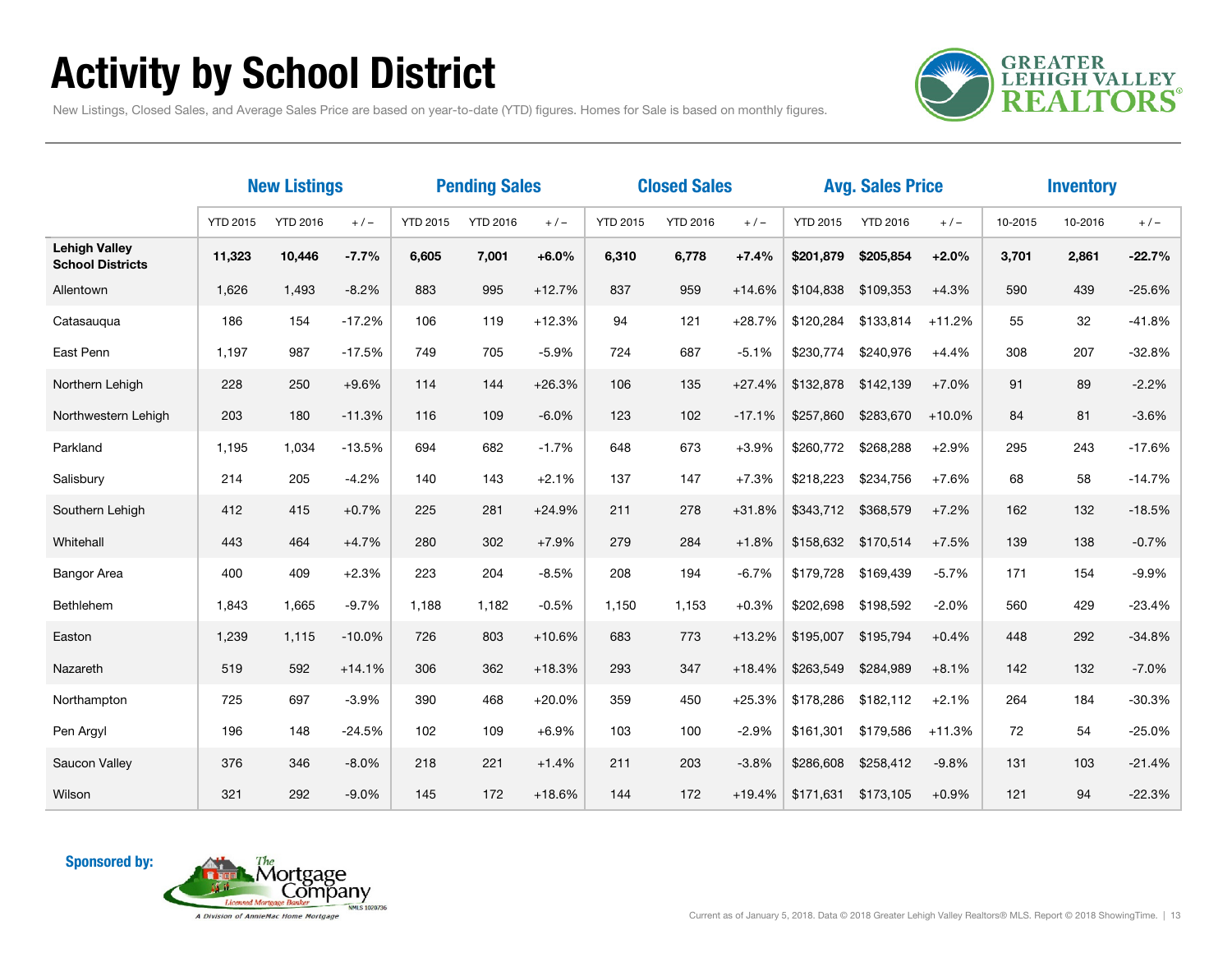# Activity by School District

New Listings, Closed Sales, and Average Sales Price are based on year-to-date (YTD) figures. Homes for Sale is based on monthly figures.

| | New Listings | | | Pending Sales | | | Closed Sales | | | Avg. Sales Price | | | Inventory | | |
|---|---|---|---|---|---|---|---|---|---|---|---|---|---|---|---|
| | YTD 2015 | YTD 2016 | + / – | YTD 2015 | YTD 2016 | + / – | YTD 2015 | YTD 2016 | + / – | YTD 2015 | YTD 2016 | + / – | 10-2015 | 10-2016 | + / – |
| **Lehigh Valley School Districts** | **11,323** | **10,446** | **-7.7%** | **6,605** | **7,001** | **+6.0%** | **6,310** | **6,778** | **+7.4%** | **$201,879** | **$205,854** | **+2.0%** | **3,701** | **2,861** | **-22.7%** |
| Allentown | 1,626 | 1,493 | -8.2% | 883 | 995 | +12.7% | 837 | 959 | +14.6% | $104,838 | $109,353 | +4.3% | 590 | 439 | -25.6% |
| Catasauqua | 186 | 154 | -17.2% | 106 | 119 | +12.3% | 94 | 121 | +28.7% | $120,284 | $133,814 | +11.2% | 55 | 32 | -41.8% |
| East Penn | 1,197 | 987 | -17.5% | 749 | 705 | -5.9% | 724 | 687 | -5.1% | $230,774 | $240,976 | +4.4% | 308 | 207 | -32.8% |
| Northern Lehigh | 228 | 250 | +9.6% | 114 | 144 | +26.3% | 106 | 135 | +27.4% | $132,878 | $142,139 | +7.0% | 91 | 89 | -2.2% |
| Northwestern Lehigh | 203 | 180 | -11.3% | 116 | 109 | -6.0% | 123 | 102 | -17.1% | $257,860 | $283,670 | +10.0% | 84 | 81 | -3.6% |
| Parkland | 1,195 | 1,034 | -13.5% | 694 | 682 | -1.7% | 648 | 673 | +3.9% | $260,772 | $268,288 | +2.9% | 295 | 243 | -17.6% |
| Salisbury | 214 | 205 | -4.2% | 140 | 143 | +2.1% | 137 | 147 | +7.3% | $218,223 | $234,756 | +7.6% | 68 | 58 | -14.7% |
| Southern Lehigh | 412 | 415 | +0.7% | 225 | 281 | +24.9% | 211 | 278 | +31.8% | $343,712 | $368,579 | +7.2% | 162 | 132 | -18.5% |
| Whitehall | 443 | 464 | +4.7% | 280 | 302 | +7.9% | 279 | 284 | +1.8% | $158,632 | $170,514 | +7.5% | 139 | 138 | -0.7% |
| Bangor Area | 400 | 409 | +2.3% | 223 | 204 | -8.5% | 208 | 194 | -6.7% | $179,728 | $169,439 | -5.7% | 171 | 154 | -9.9% |
| Bethlehem | 1,843 | 1,665 | -9.7% | 1,188 | 1,182 | -0.5% | 1,150 | 1,153 | +0.3% | $202,698 | $198,592 | -2.0% | 560 | 429 | -23.4% |
| Easton | 1,239 | 1,115 | -10.0% | 726 | 803 | +10.6% | 683 | 773 | +13.2% | $195,007 | $195,794 | +0.4% | 448 | 292 | -34.8% |
| Nazareth | 519 | 592 | +14.1% | 306 | 362 | +18.3% | 293 | 347 | +18.4% | $263,549 | $284,989 | +8.1% | 142 | 132 | -7.0% |
| Northampton | 725 | 697 | -3.9% | 390 | 468 | +20.0% | 359 | 450 | +25.3% | $178,286 | $182,112 | +2.1% | 264 | 184 | -30.3% |
| Pen Argyl | 196 | 148 | -24.5% | 102 | 109 | +6.9% | 103 | 100 | -2.9% | $161,301 | $179,586 | +11.3% | 72 | 54 | -25.0% |
| Saucon Valley | 376 | 346 | -8.0% | 218 | 221 | +1.4% | 211 | 203 | -3.8% | $286,608 | $258,412 | -9.8% | 131 | 103 | -21.4% |
| Wilson | 321 | 292 | -9.0% | 145 | 172 | +18.6% | 144 | 172 | +19.4% | $171,631 | $173,105 | +0.9% | 121 | 94 | -22.3% |

**Sponsored by:**

Current as of January 5, 2018. Data © 2018 Greater Lehigh Valley Realtors® MLS. Report © 2018 ShowingTime.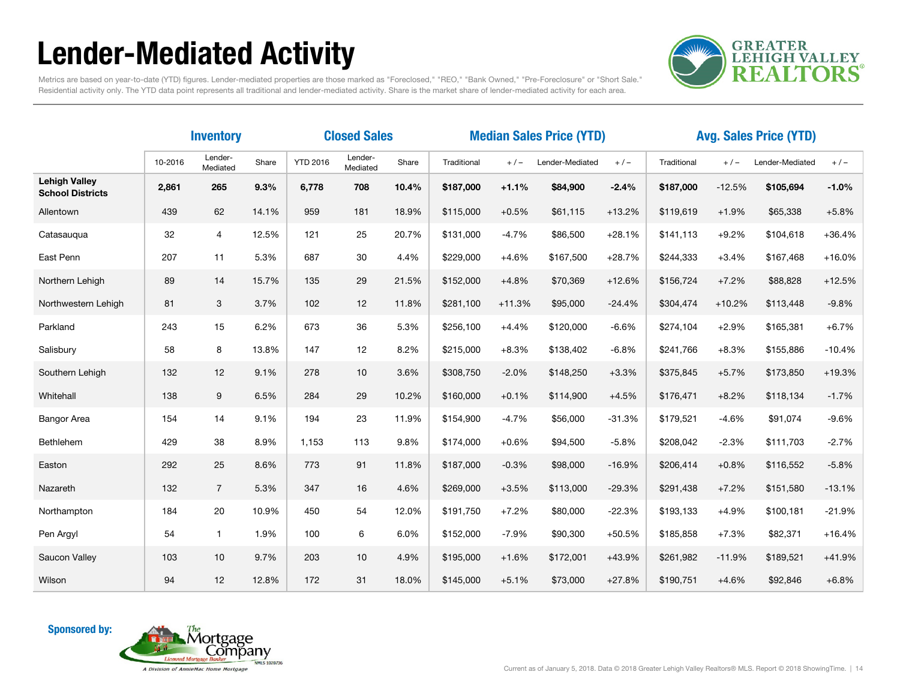# Lender-Mediated Activity

Metrics are based on year-to-date (YTD) figures. Lender-mediated properties are those marked as "Foreclosed," "REO," "Bank Owned," "Pre-Foreclosure" or "Short Sale." Residential activity only. The YTD data point represents all traditional and lender-mediated activity. Share is the market share of lender-mediated activity for each area.

| | Inventory | | | Closed Sales | | | Median Sales Price (YTD) | | | | Avg. Sales Price (YTD) | | | |
|---|---|---|---|---|---|---|---|---|---|---|---|---|---|---|
| | 10-2016 | Lender-Mediated | Share | YTD 2016 | Lender-Mediated | Share | Traditional | + / – | Lender-Mediated | + / – | Traditional | + / – | Lender-Mediated | + / – |
| **Lehigh Valley School Districts** | **2,861** | **265** | **9.3%** | **6,778** | **708** | **10.4%** | **$187,000** | **+1.1%** | **$84,900** | **-2.4%** | **$187,000** | -12.5% | **$105,694** | **-1.0%** |
| Allentown | 439 | 62 | 14.1% | 959 | 181 | 18.9% | $115,000 | +0.5% | $61,115 | +13.2% | $119,619 | +1.9% | $65,338 | +5.8% |
| Catasauqua | 32 | 4 | 12.5% | 121 | 25 | 20.7% | $131,000 | -4.7% | $86,500 | +28.1% | $141,113 | +9.2% | $104,618 | +36.4% |
| East Penn | 207 | 11 | 5.3% | 687 | 30 | 4.4% | $229,000 | +4.6% | $167,500 | +28.7% | $244,333 | +3.4% | $167,468 | +16.0% |
| Northern Lehigh | 89 | 14 | 15.7% | 135 | 29 | 21.5% | $152,000 | +4.8% | $70,369 | +12.6% | $156,724 | +7.2% | $88,828 | +12.5% |
| Northwestern Lehigh | 81 | 3 | 3.7% | 102 | 12 | 11.8% | $281,100 | +11.3% | $95,000 | -24.4% | $304,474 | +10.2% | $113,448 | -9.8% |
| Parkland | 243 | 15 | 6.2% | 673 | 36 | 5.3% | $256,100 | +4.4% | $120,000 | -6.6% | $274,104 | +2.9% | $165,381 | +6.7% |
| Salisbury | 58 | 8 | 13.8% | 147 | 12 | 8.2% | $215,000 | +8.3% | $138,402 | -6.8% | $241,766 | +8.3% | $155,886 | -10.4% |
| Southern Lehigh | 132 | 12 | 9.1% | 278 | 10 | 3.6% | $308,750 | -2.0% | $148,250 | +3.3% | $375,845 | +5.7% | $173,850 | +19.3% |
| Whitehall | 138 | 9 | 6.5% | 284 | 29 | 10.2% | $160,000 | +0.1% | $114,900 | +4.5% | $176,471 | +8.2% | $118,134 | -1.7% |
| Bangor Area | 154 | 14 | 9.1% | 194 | 23 | 11.9% | $154,900 | -4.7% | $56,000 | -31.3% | $179,521 | -4.6% | $91,074 | -9.6% |
| Bethlehem | 429 | 38 | 8.9% | 1,153 | 113 | 9.8% | $174,000 | +0.6% | $94,500 | -5.8% | $208,042 | -2.3% | $111,703 | -2.7% |
| Easton | 292 | 25 | 8.6% | 773 | 91 | 11.8% | $187,000 | -0.3% | $98,000 | -16.9% | $206,414 | +0.8% | $116,552 | -5.8% |
| Nazareth | 132 | 7 | 5.3% | 347 | 16 | 4.6% | $269,000 | +3.5% | $113,000 | -29.3% | $291,438 | +7.2% | $151,580 | -13.1% |
| Northampton | 184 | 20 | 10.9% | 450 | 54 | 12.0% | $191,750 | +7.2% | $80,000 | -22.3% | $193,133 | +4.9% | $100,181 | -21.9% |
| Pen Argyl | 54 | 1 | 1.9% | 100 | 6 | 6.0% | $152,000 | -7.9% | $90,300 | +50.5% | $185,858 | +7.3% | $82,371 | +16.4% |
| Saucon Valley | 103 | 10 | 9.7% | 203 | 10 | 4.9% | $195,000 | +1.6% | $172,001 | +43.9% | $261,982 | -11.9% | $189,521 | +41.9% |
| Wilson | 94 | 12 | 12.8% | 172 | 31 | 18.0% | $145,000 | +5.1% | $73,000 | +27.8% | $190,751 | +4.6% | $92,846 | +6.8% |

**Sponsored by:**

Current as of January 5, 2018. Data © 2018 Greater Lehigh Valley Realtors® MLS. Report © 2018 ShowingTime.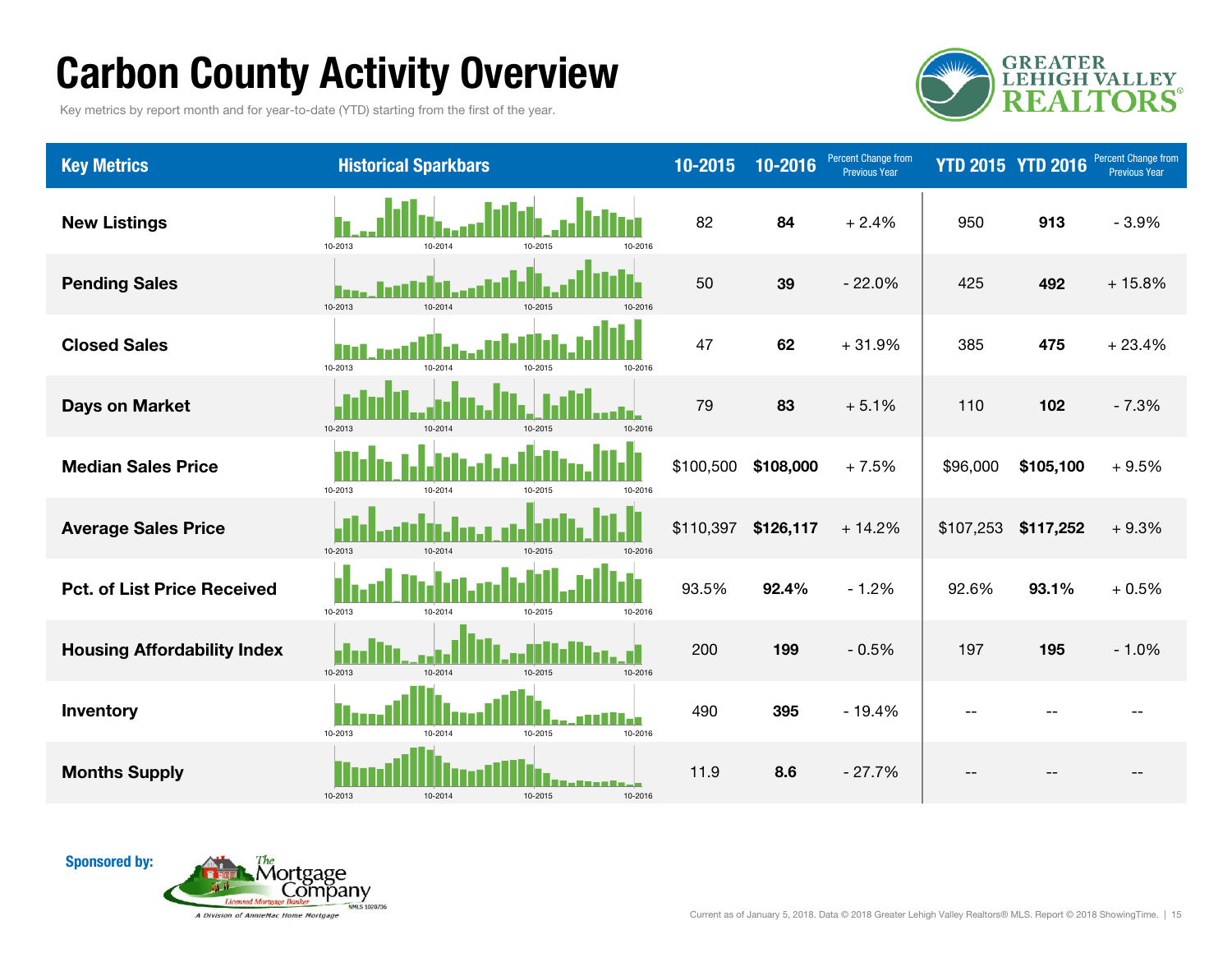# Carbon County Activity Overview

Key metrics by report month and for year-to-date (YTD) starting from the first of the year.

GREATER LEHIGH VALLEY REALTORS®

| Key Metrics | Historical Sparkbars | 10-2015 | 10-2016 | Percent Change from Previous Year | YTD 2015 | YTD 2016 | Percent Change from Previous Year |
|---|---|---|---|---|---|---|---|
| New Listings | 10-2013 10-2014 10-2015 10-2016 | 82 | **84** | + 2.4% | 950 | **913** | - 3.9% |
| Pending Sales | 10-2013 10-2014 10-2015 10-2016 | 50 | **39** | - 22.0% | 425 | **492** | + 15.8% |
| Closed Sales | 10-2013 10-2014 10-2015 10-2016 | 47 | **62** | + 31.9% | 385 | **475** | + 23.4% |
| Days on Market | 10-2013 10-2014 10-2015 10-2016 | 79 | **83** | + 5.1% | 110 | **102** | - 7.3% |
| Median Sales Price | 10-2013 10-2014 10-2015 10-2016 | $100,500 | **$108,000** | + 7.5% | $96,000 | **$105,100** | + 9.5% |
| Average Sales Price | 10-2013 10-2014 10-2015 10-2016 | $110,397 | **$126,117** | + 14.2% | $107,253 | **$117,252** | + 9.3% |
| Pct. of List Price Received | 10-2013 10-2014 10-2015 10-2016 | 93.5% | **92.4%** | - 1.2% | 92.6% | **93.1%** | + 0.5% |
| Housing Affordability Index | 10-2013 10-2014 10-2015 10-2016 | 200 | **199** | - 0.5% | 197 | **195** | - 1.0% |
| Inventory | 10-2013 10-2014 10-2015 10-2016 | 490 | **395** | - 19.4% | -- | -- | -- |
| Months Supply | 10-2013 10-2014 10-2015 10-2016 | 11.9 | **8.6** | - 27.7% | -- | -- | -- |

**Sponsored by:** The Mortgage Company — Licensed Mortgage Banker — NMLS 1020736 — A Division of AnnieMac Home Mortgage

Current as of January 5, 2018. Data © 2018 Greater Lehigh Valley Realtors® MLS. Report © 2018 ShowingTime.